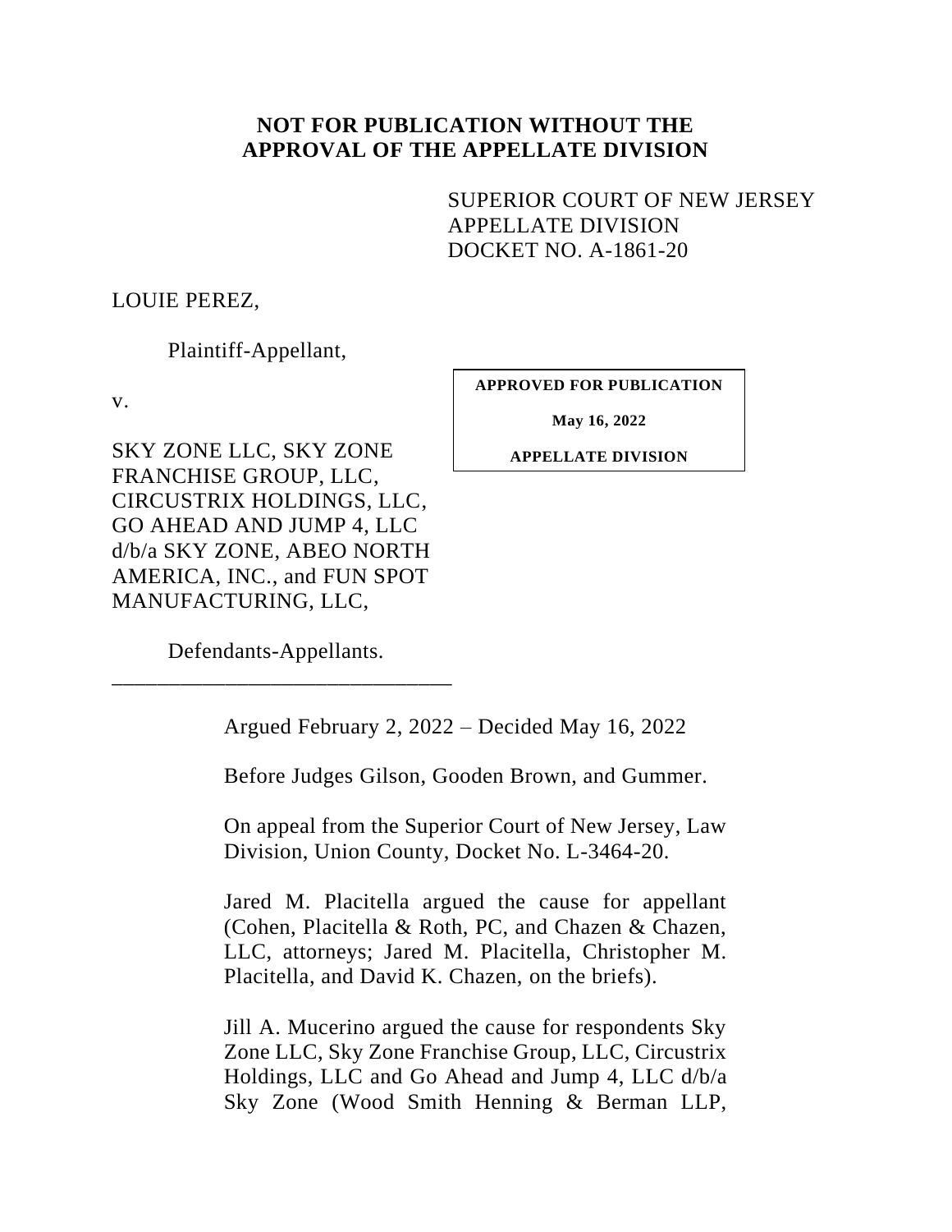**NOT FOR PUBLICATION WITHOUT THE APPROVAL OF THE APPELLATE DIVISION**

SUPERIOR COURT OF NEW JERSEY
APPELLATE DIVISION
DOCKET NO. A-1861-20

LOUIE PEREZ,

Plaintiff-Appellant,

v.

SKY ZONE LLC, SKY ZONE FRANCHISE GROUP, LLC, CIRCUSTRIX HOLDINGS, LLC, GO AHEAD AND JUMP 4, LLC d/b/a SKY ZONE, ABEO NORTH AMERICA, INC., and FUN SPOT MANUFACTURING, LLC,

Defendants-Appellants.

**APPROVED FOR PUBLICATION**

**May 16, 2022**

**APPELLATE DIVISION**

---

Argued February 2, 2022 – Decided May 16, 2022

Before Judges Gilson, Gooden Brown, and Gummer.

On appeal from the Superior Court of New Jersey, Law Division, Union County, Docket No. L-3464-20.

Jared M. Placitella argued the cause for appellant (Cohen, Placitella & Roth, PC, and Chazen & Chazen, LLC, attorneys; Jared M. Placitella, Christopher M. Placitella, and David K. Chazen, on the briefs).

Jill A. Mucerino argued the cause for respondents Sky Zone LLC, Sky Zone Franchise Group, LLC, Circustrix Holdings, LLC and Go Ahead and Jump 4, LLC d/b/a Sky Zone (Wood Smith Henning & Berman LLP,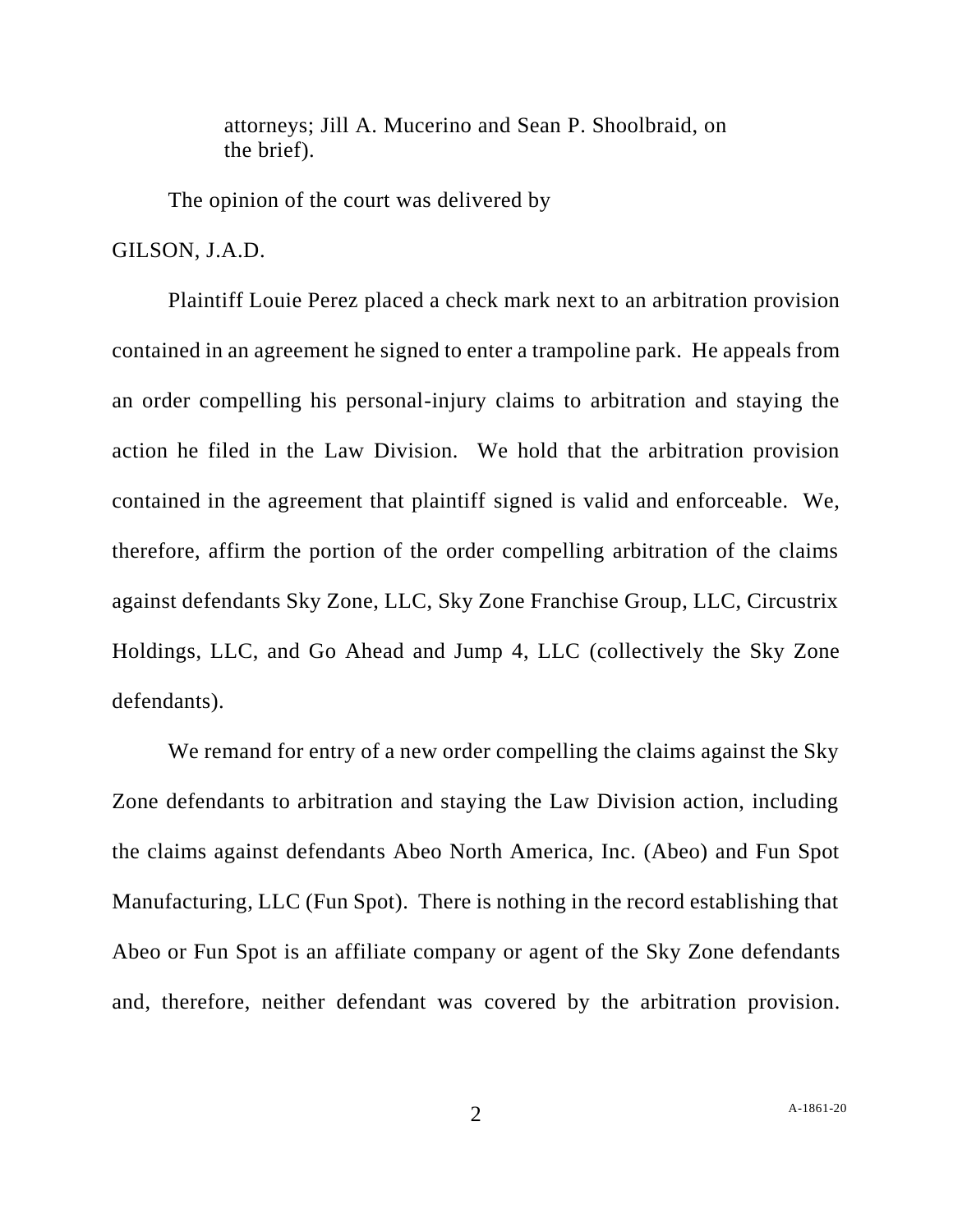attorneys; Jill A. Mucerino and Sean P. Shoolbraid, on the brief).

The opinion of the court was delivered by

GILSON, J.A.D.

Plaintiff Louie Perez placed a check mark next to an arbitration provision contained in an agreement he signed to enter a trampoline park. He appeals from an order compelling his personal-injury claims to arbitration and staying the action he filed in the Law Division. We hold that the arbitration provision contained in the agreement that plaintiff signed is valid and enforceable. We, therefore, affirm the portion of the order compelling arbitration of the claims against defendants Sky Zone, LLC, Sky Zone Franchise Group, LLC, Circustrix Holdings, LLC, and Go Ahead and Jump 4, LLC (collectively the Sky Zone defendants).

We remand for entry of a new order compelling the claims against the Sky Zone defendants to arbitration and staying the Law Division action, including the claims against defendants Abeo North America, Inc. (Abeo) and Fun Spot Manufacturing, LLC (Fun Spot). There is nothing in the record establishing that Abeo or Fun Spot is an affiliate company or agent of the Sky Zone defendants and, therefore, neither defendant was covered by the arbitration provision.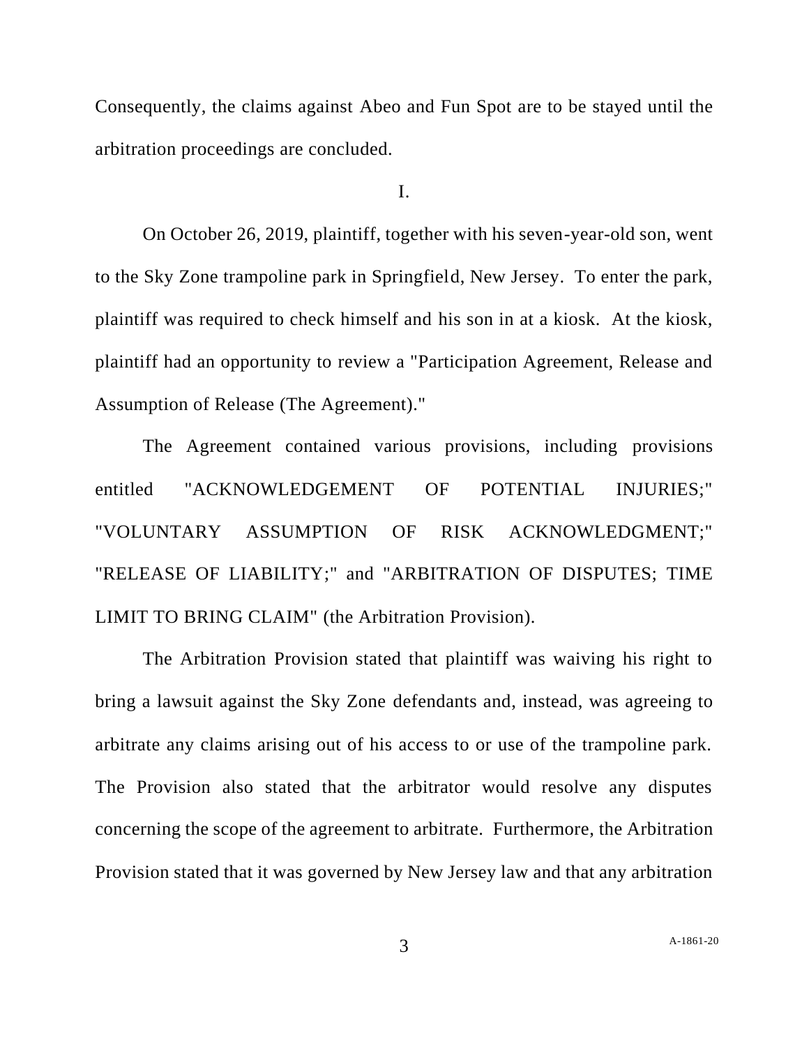Consequently, the claims against Abeo and Fun Spot are to be stayed until the arbitration proceedings are concluded.

## I.

On October 26, 2019, plaintiff, together with his seven-year-old son, went to the Sky Zone trampoline park in Springfield, New Jersey. To enter the park, plaintiff was required to check himself and his son in at a kiosk. At the kiosk, plaintiff had an opportunity to review a "Participation Agreement, Release and Assumption of Release (The Agreement)."

The Agreement contained various provisions, including provisions entitled "ACKNOWLEDGEMENT OF POTENTIAL INJURIES;" "VOLUNTARY ASSUMPTION OF RISK ACKNOWLEDGMENT;" "RELEASE OF LIABILITY;" and "ARBITRATION OF DISPUTES; TIME LIMIT TO BRING CLAIM" (the Arbitration Provision).

The Arbitration Provision stated that plaintiff was waiving his right to bring a lawsuit against the Sky Zone defendants and, instead, was agreeing to arbitrate any claims arising out of his access to or use of the trampoline park. The Provision also stated that the arbitrator would resolve any disputes concerning the scope of the agreement to arbitrate. Furthermore, the Arbitration Provision stated that it was governed by New Jersey law and that any arbitration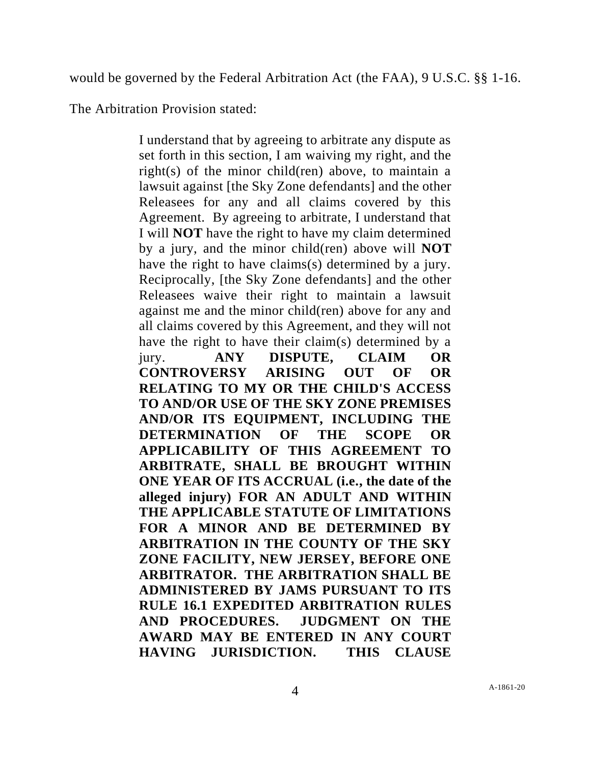would be governed by the Federal Arbitration Act (the FAA), 9 U.S.C. §§ 1-16. The Arbitration Provision stated:

> I understand that by agreeing to arbitrate any dispute as set forth in this section, I am waiving my right, and the right(s) of the minor child(ren) above, to maintain a lawsuit against [the Sky Zone defendants] and the other Releasees for any and all claims covered by this Agreement. By agreeing to arbitrate, I understand that I will **NOT** have the right to have my claim determined by a jury, and the minor child(ren) above will **NOT** have the right to have claims(s) determined by a jury. Reciprocally, [the Sky Zone defendants] and the other Releasees waive their right to maintain a lawsuit against me and the minor child(ren) above for any and all claims covered by this Agreement, and they will not have the right to have their claim(s) determined by a jury. **ANY DISPUTE, CLAIM OR CONTROVERSY ARISING OUT OF OR RELATING TO MY OR THE CHILD'S ACCESS TO AND/OR USE OF THE SKY ZONE PREMISES AND/OR ITS EQUIPMENT, INCLUDING THE DETERMINATION OF THE SCOPE OR APPLICABILITY OF THIS AGREEMENT TO ARBITRATE, SHALL BE BROUGHT WITHIN ONE YEAR OF ITS ACCRUAL (i.e., the date of the alleged injury) FOR AN ADULT AND WITHIN THE APPLICABLE STATUTE OF LIMITATIONS FOR A MINOR AND BE DETERMINED BY ARBITRATION IN THE COUNTY OF THE SKY ZONE FACILITY, NEW JERSEY, BEFORE ONE ARBITRATOR. THE ARBITRATION SHALL BE ADMINISTERED BY JAMS PURSUANT TO ITS RULE 16.1 EXPEDITED ARBITRATION RULES AND PROCEDURES. JUDGMENT ON THE AWARD MAY BE ENTERED IN ANY COURT HAVING JURISDICTION. THIS CLAUSE**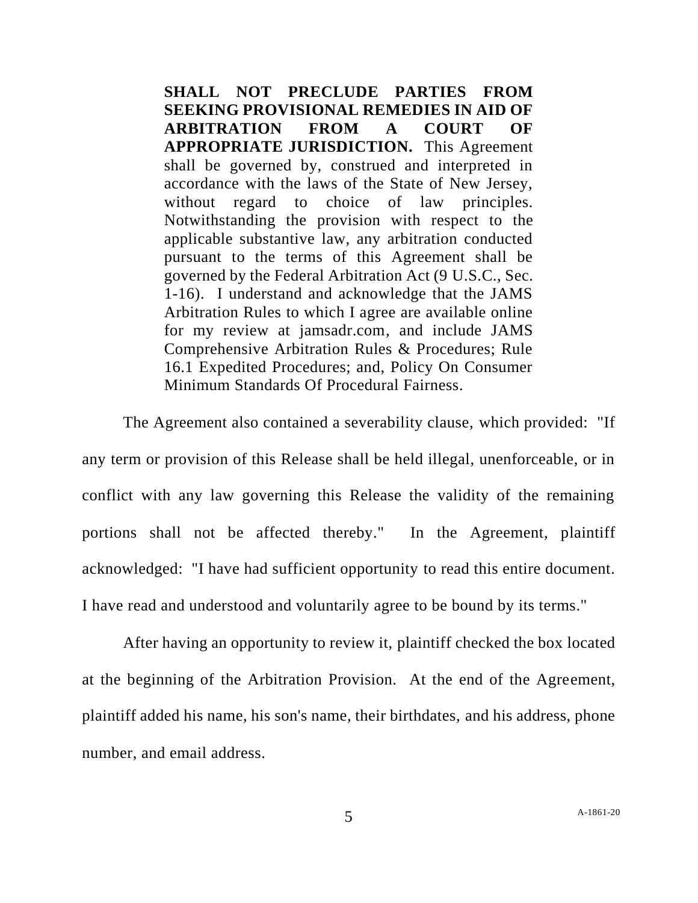> **SHALL NOT PRECLUDE PARTIES FROM SEEKING PROVISIONAL REMEDIES IN AID OF ARBITRATION FROM A COURT OF APPROPRIATE JURISDICTION.** This Agreement shall be governed by, construed and interpreted in accordance with the laws of the State of New Jersey, without regard to choice of law principles. Notwithstanding the provision with respect to the applicable substantive law, any arbitration conducted pursuant to the terms of this Agreement shall be governed by the Federal Arbitration Act (9 U.S.C., Sec. 1-16). I understand and acknowledge that the JAMS Arbitration Rules to which I agree are available online for my review at jamsadr.com, and include JAMS Comprehensive Arbitration Rules & Procedures; Rule 16.1 Expedited Procedures; and, Policy On Consumer Minimum Standards Of Procedural Fairness.

The Agreement also contained a severability clause, which provided: "If any term or provision of this Release shall be held illegal, unenforceable, or in conflict with any law governing this Release the validity of the remaining portions shall not be affected thereby." In the Agreement, plaintiff acknowledged: "I have had sufficient opportunity to read this entire document. I have read and understood and voluntarily agree to be bound by its terms."

After having an opportunity to review it, plaintiff checked the box located at the beginning of the Arbitration Provision. At the end of the Agreement, plaintiff added his name, his son's name, their birthdates, and his address, phone number, and email address.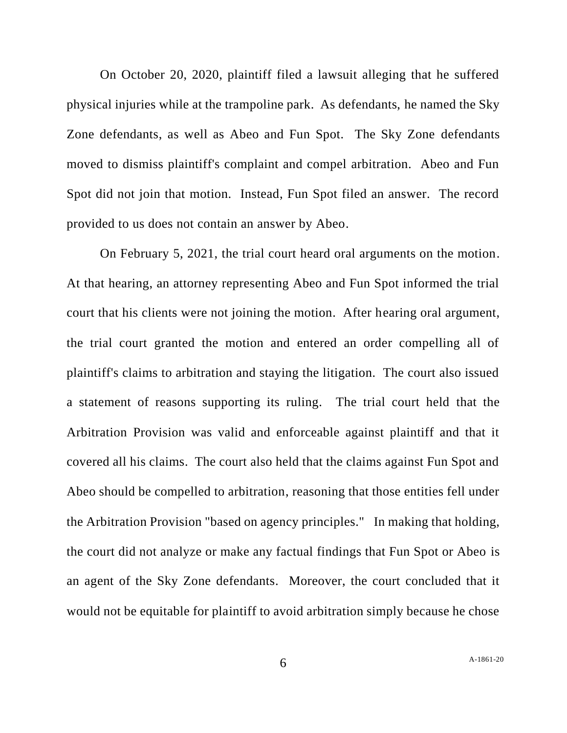On October 20, 2020, plaintiff filed a lawsuit alleging that he suffered physical injuries while at the trampoline park. As defendants, he named the Sky Zone defendants, as well as Abeo and Fun Spot. The Sky Zone defendants moved to dismiss plaintiff's complaint and compel arbitration. Abeo and Fun Spot did not join that motion. Instead, Fun Spot filed an answer. The record provided to us does not contain an answer by Abeo.

On February 5, 2021, the trial court heard oral arguments on the motion. At that hearing, an attorney representing Abeo and Fun Spot informed the trial court that his clients were not joining the motion. After hearing oral argument, the trial court granted the motion and entered an order compelling all of plaintiff's claims to arbitration and staying the litigation. The court also issued a statement of reasons supporting its ruling. The trial court held that the Arbitration Provision was valid and enforceable against plaintiff and that it covered all his claims. The court also held that the claims against Fun Spot and Abeo should be compelled to arbitration, reasoning that those entities fell under the Arbitration Provision "based on agency principles." In making that holding, the court did not analyze or make any factual findings that Fun Spot or Abeo is an agent of the Sky Zone defendants. Moreover, the court concluded that it would not be equitable for plaintiff to avoid arbitration simply because he chose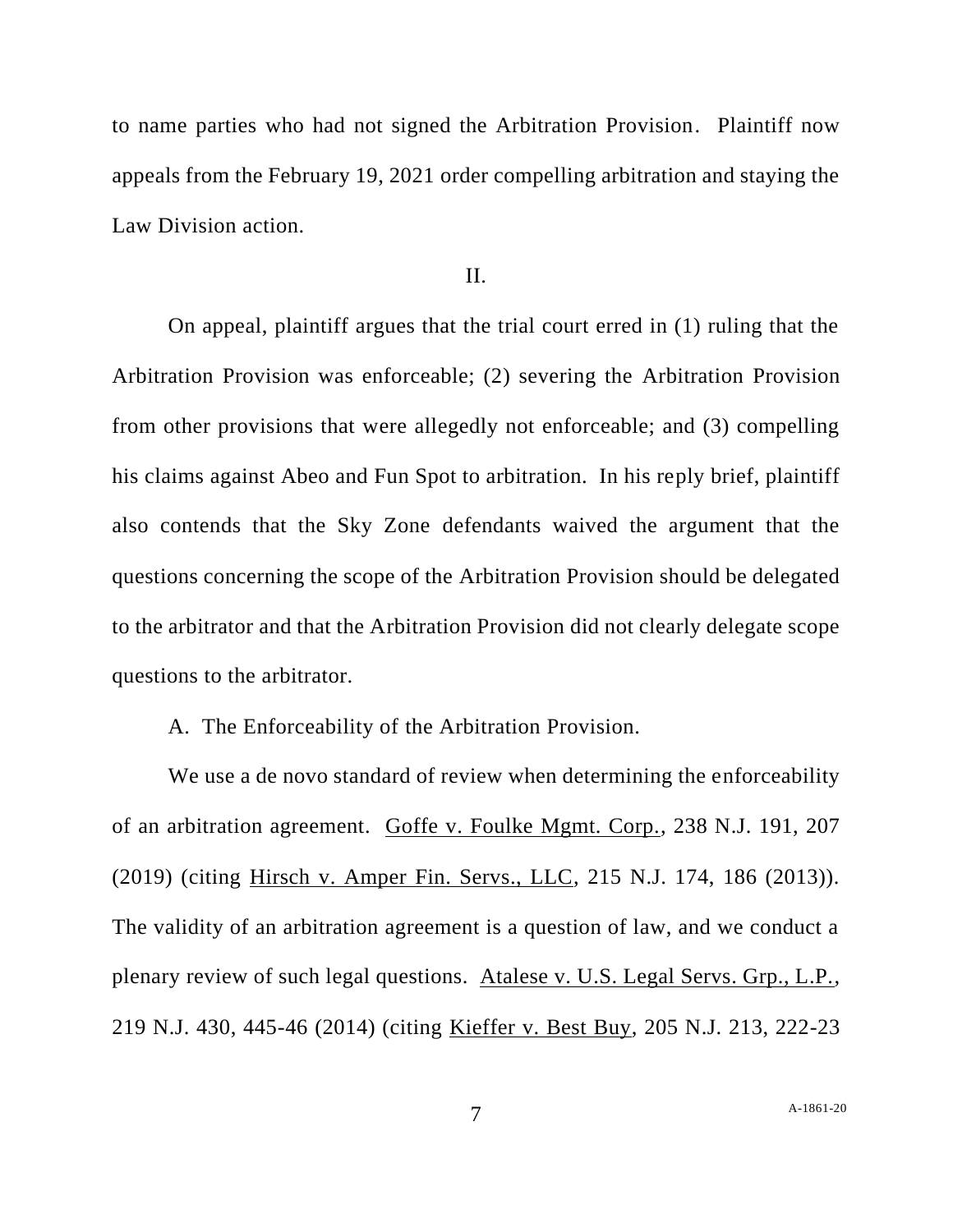to name parties who had not signed the Arbitration Provision. Plaintiff now appeals from the February 19, 2021 order compelling arbitration and staying the Law Division action.

## II.

On appeal, plaintiff argues that the trial court erred in (1) ruling that the Arbitration Provision was enforceable; (2) severing the Arbitration Provision from other provisions that were allegedly not enforceable; and (3) compelling his claims against Abeo and Fun Spot to arbitration. In his reply brief, plaintiff also contends that the Sky Zone defendants waived the argument that the questions concerning the scope of the Arbitration Provision should be delegated to the arbitrator and that the Arbitration Provision did not clearly delegate scope questions to the arbitrator.

### A. The Enforceability of the Arbitration Provision.

We use a de novo standard of review when determining the enforceability of an arbitration agreement. Goffe v. Foulke Mgmt. Corp., 238 N.J. 191, 207 (2019) (citing Hirsch v. Amper Fin. Servs., LLC, 215 N.J. 174, 186 (2013)). The validity of an arbitration agreement is a question of law, and we conduct a plenary review of such legal questions. Atalese v. U.S. Legal Servs. Grp., L.P., 219 N.J. 430, 445-46 (2014) (citing Kieffer v. Best Buy, 205 N.J. 213, 222-23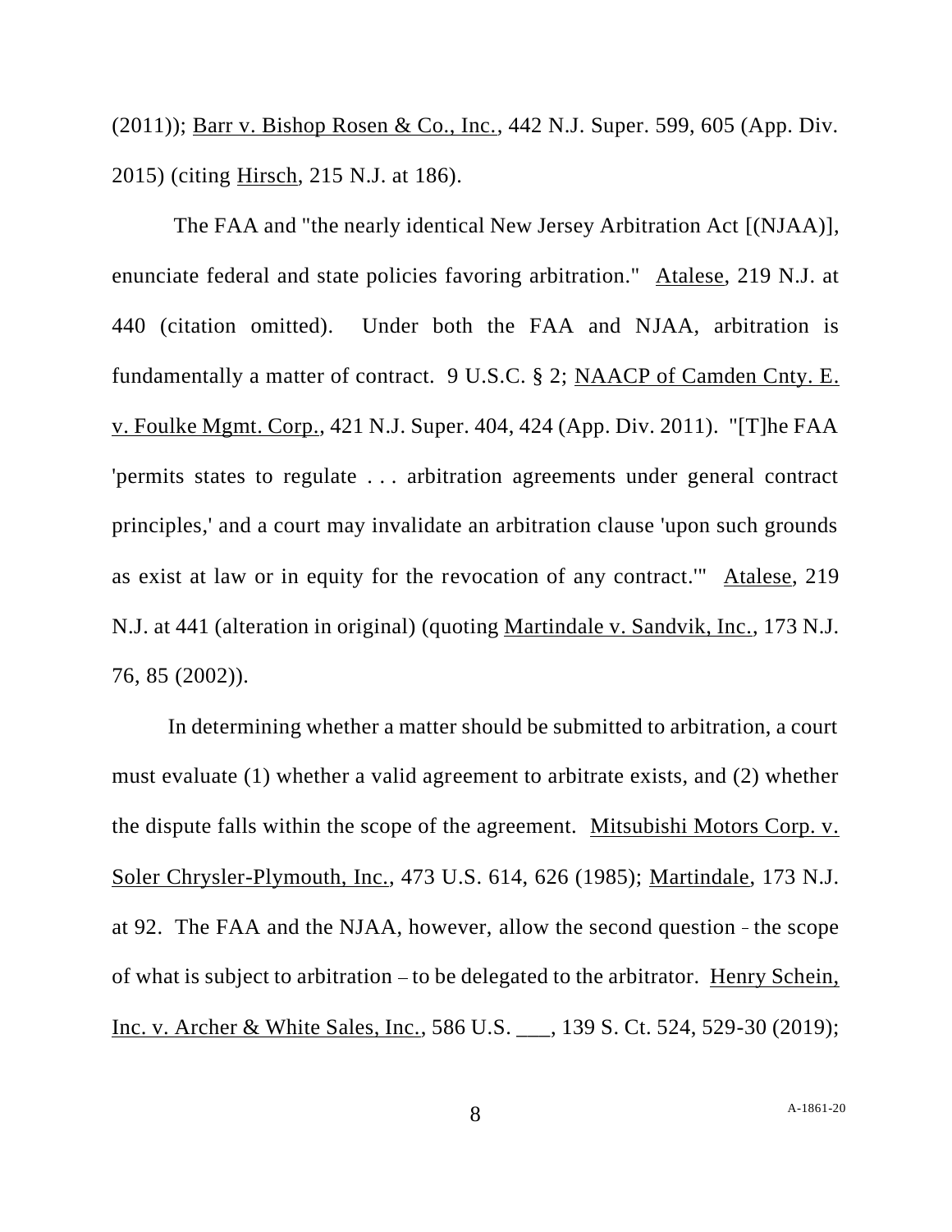(2011)); Barr v. Bishop Rosen & Co., Inc., 442 N.J. Super. 599, 605 (App. Div. 2015) (citing Hirsch, 215 N.J. at 186).

The FAA and "the nearly identical New Jersey Arbitration Act [(NJAA)], enunciate federal and state policies favoring arbitration." Atalese, 219 N.J. at 440 (citation omitted). Under both the FAA and NJAA, arbitration is fundamentally a matter of contract. 9 U.S.C. § 2; NAACP of Camden Cnty. E. v. Foulke Mgmt. Corp., 421 N.J. Super. 404, 424 (App. Div. 2011). "[T]he FAA 'permits states to regulate . . . arbitration agreements under general contract principles,' and a court may invalidate an arbitration clause 'upon such grounds as exist at law or in equity for the revocation of any contract.'" Atalese, 219 N.J. at 441 (alteration in original) (quoting Martindale v. Sandvik, Inc., 173 N.J. 76, 85 (2002)).

In determining whether a matter should be submitted to arbitration, a court must evaluate (1) whether a valid agreement to arbitrate exists, and (2) whether the dispute falls within the scope of the agreement. Mitsubishi Motors Corp. v. Soler Chrysler-Plymouth, Inc., 473 U.S. 614, 626 (1985); Martindale, 173 N.J. at 92. The FAA and the NJAA, however, allow the second question - the scope of what is subject to arbitration – to be delegated to the arbitrator. Henry Schein, Inc. v. Archer & White Sales, Inc., 586 U.S. ___, 139 S. Ct. 524, 529-30 (2019);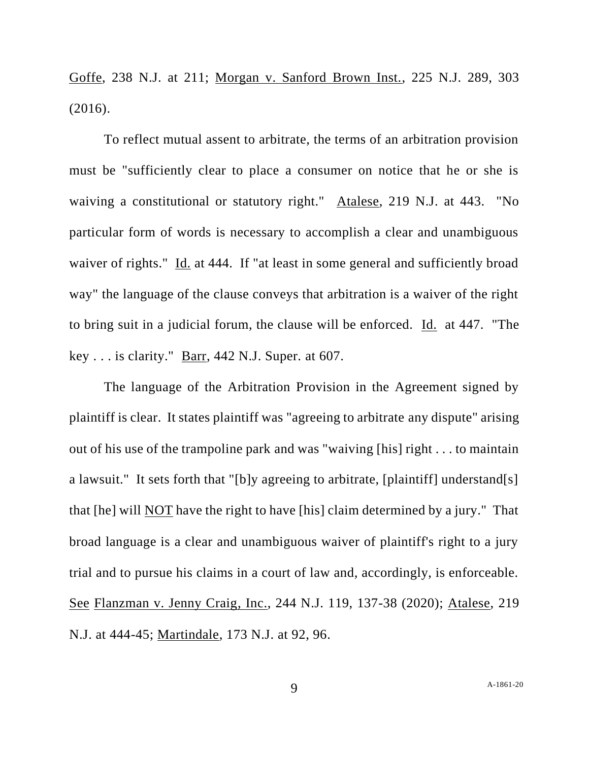Goffe, 238 N.J. at 211; Morgan v. Sanford Brown Inst., 225 N.J. 289, 303 (2016).

To reflect mutual assent to arbitrate, the terms of an arbitration provision must be "sufficiently clear to place a consumer on notice that he or she is waiving a constitutional or statutory right." Atalese, 219 N.J. at 443. "No particular form of words is necessary to accomplish a clear and unambiguous waiver of rights." Id. at 444. If "at least in some general and sufficiently broad way" the language of the clause conveys that arbitration is a waiver of the right to bring suit in a judicial forum, the clause will be enforced. Id. at 447. "The key . . . is clarity." Barr, 442 N.J. Super. at 607.

The language of the Arbitration Provision in the Agreement signed by plaintiff is clear. It states plaintiff was "agreeing to arbitrate any dispute" arising out of his use of the trampoline park and was "waiving [his] right . . . to maintain a lawsuit." It sets forth that "[b]y agreeing to arbitrate, [plaintiff] understand[s] that [he] will NOT have the right to have [his] claim determined by a jury." That broad language is a clear and unambiguous waiver of plaintiff's right to a jury trial and to pursue his claims in a court of law and, accordingly, is enforceable. See Flanzman v. Jenny Craig, Inc., 244 N.J. 119, 137-38 (2020); Atalese, 219 N.J. at 444-45; Martindale, 173 N.J. at 92, 96.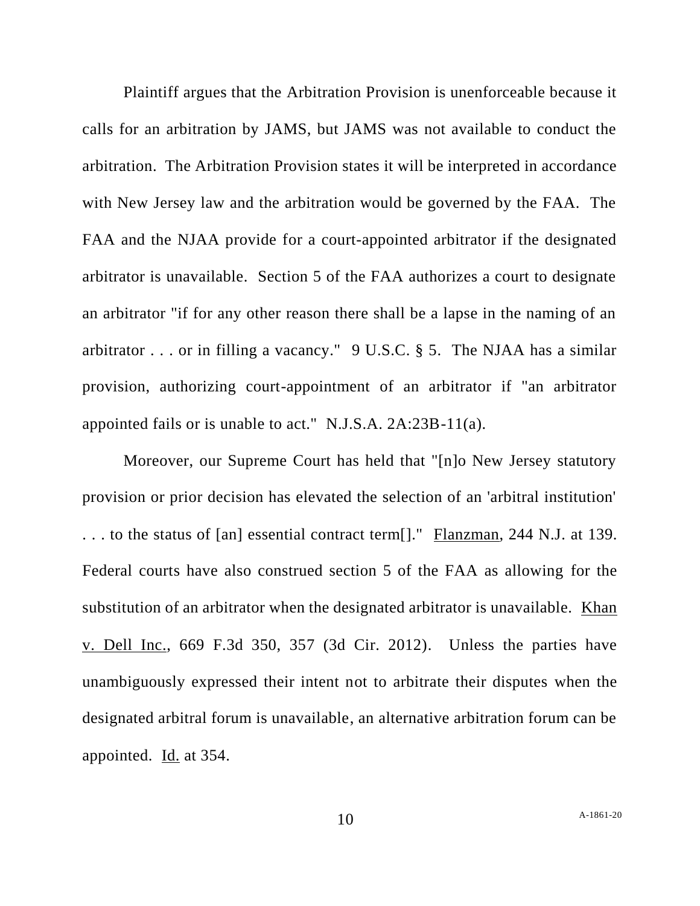Plaintiff argues that the Arbitration Provision is unenforceable because it calls for an arbitration by JAMS, but JAMS was not available to conduct the arbitration. The Arbitration Provision states it will be interpreted in accordance with New Jersey law and the arbitration would be governed by the FAA. The FAA and the NJAA provide for a court-appointed arbitrator if the designated arbitrator is unavailable. Section 5 of the FAA authorizes a court to designate an arbitrator "if for any other reason there shall be a lapse in the naming of an arbitrator . . . or in filling a vacancy." 9 U.S.C. § 5. The NJAA has a similar provision, authorizing court-appointment of an arbitrator if "an arbitrator appointed fails or is unable to act." N.J.S.A. 2A:23B-11(a).

Moreover, our Supreme Court has held that "[n]o New Jersey statutory provision or prior decision has elevated the selection of an 'arbitral institution' . . . to the status of [an] essential contract term[]." Flanzman, 244 N.J. at 139. Federal courts have also construed section 5 of the FAA as allowing for the substitution of an arbitrator when the designated arbitrator is unavailable. Khan v. Dell Inc., 669 F.3d 350, 357 (3d Cir. 2012). Unless the parties have unambiguously expressed their intent not to arbitrate their disputes when the designated arbitral forum is unavailable, an alternative arbitration forum can be appointed. Id. at 354.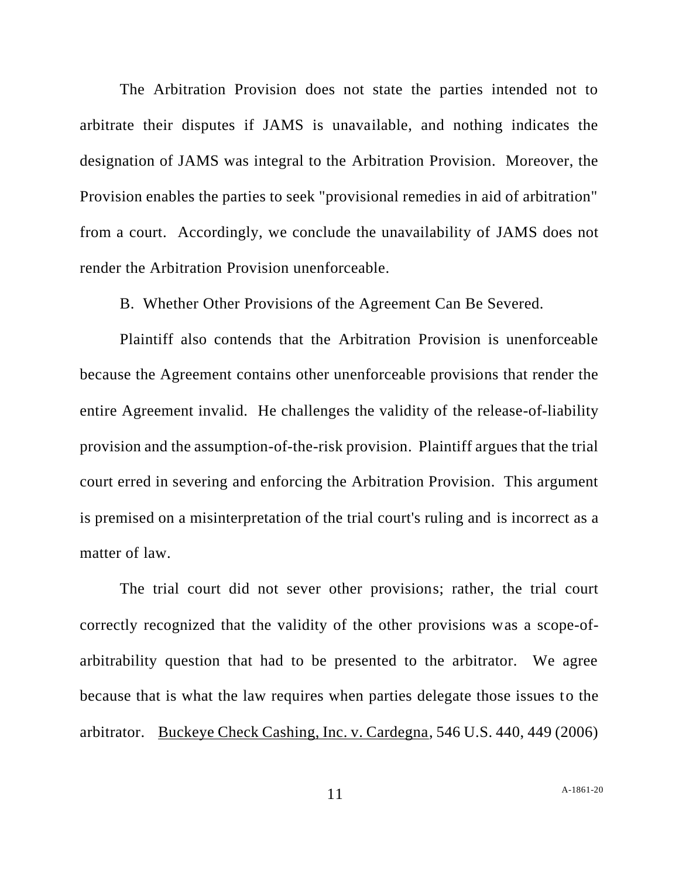The Arbitration Provision does not state the parties intended not to arbitrate their disputes if JAMS is unavailable, and nothing indicates the designation of JAMS was integral to the Arbitration Provision. Moreover, the Provision enables the parties to seek "provisional remedies in aid of arbitration" from a court. Accordingly, we conclude the unavailability of JAMS does not render the Arbitration Provision unenforceable.

B. Whether Other Provisions of the Agreement Can Be Severed.

Plaintiff also contends that the Arbitration Provision is unenforceable because the Agreement contains other unenforceable provisions that render the entire Agreement invalid. He challenges the validity of the release-of-liability provision and the assumption-of-the-risk provision. Plaintiff argues that the trial court erred in severing and enforcing the Arbitration Provision. This argument is premised on a misinterpretation of the trial court's ruling and is incorrect as a matter of law.

The trial court did not sever other provisions; rather, the trial court correctly recognized that the validity of the other provisions was a scope-of-arbitrability question that had to be presented to the arbitrator. We agree because that is what the law requires when parties delegate those issues to the arbitrator. Buckeye Check Cashing, Inc. v. Cardegna, 546 U.S. 440, 449 (2006)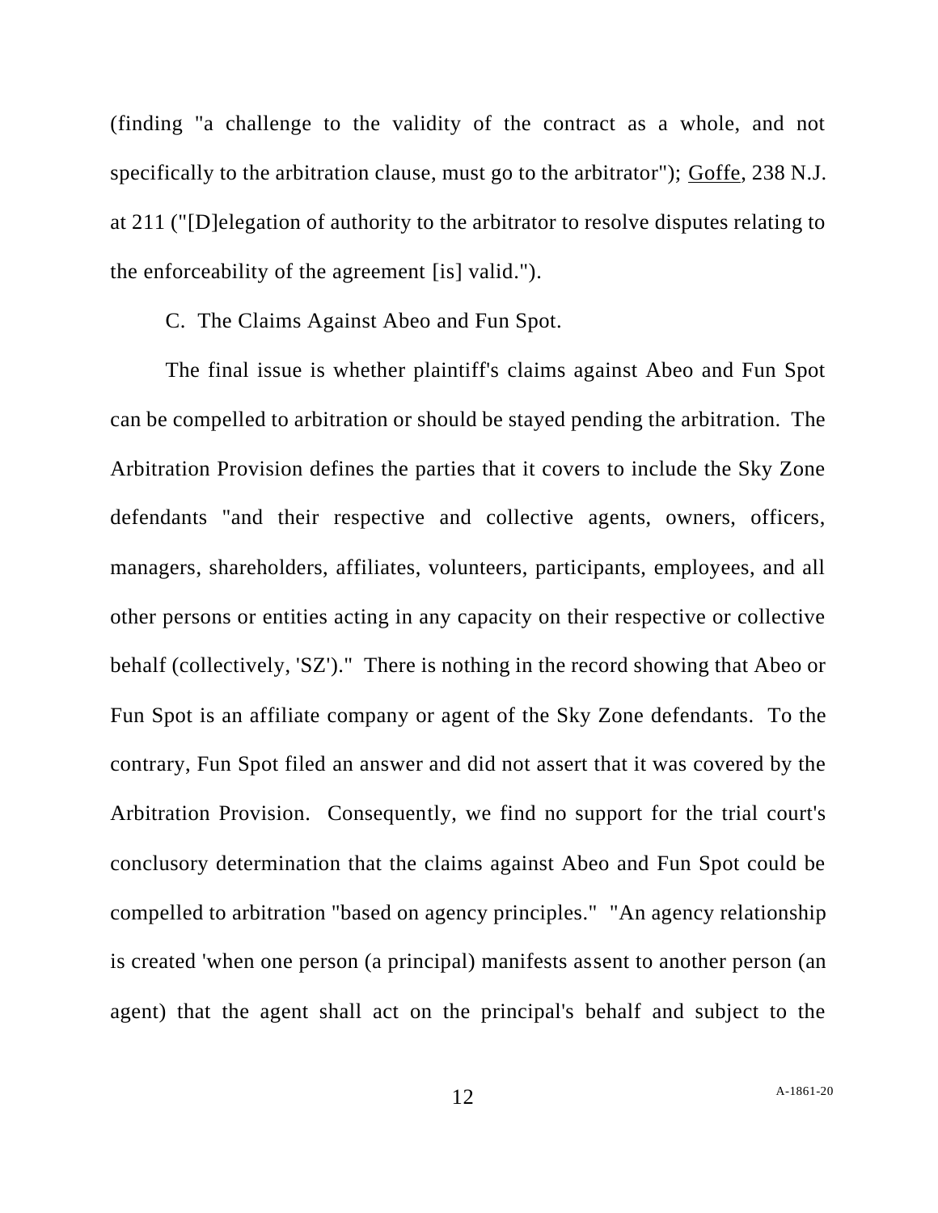(finding "a challenge to the validity of the contract as a whole, and not specifically to the arbitration clause, must go to the arbitrator"); Goffe, 238 N.J. at 211 ("[D]elegation of authority to the arbitrator to resolve disputes relating to the enforceability of the agreement [is] valid.").

C. The Claims Against Abeo and Fun Spot.

The final issue is whether plaintiff's claims against Abeo and Fun Spot can be compelled to arbitration or should be stayed pending the arbitration. The Arbitration Provision defines the parties that it covers to include the Sky Zone defendants "and their respective and collective agents, owners, officers, managers, shareholders, affiliates, volunteers, participants, employees, and all other persons or entities acting in any capacity on their respective or collective behalf (collectively, 'SZ')." There is nothing in the record showing that Abeo or Fun Spot is an affiliate company or agent of the Sky Zone defendants. To the contrary, Fun Spot filed an answer and did not assert that it was covered by the Arbitration Provision. Consequently, we find no support for the trial court's conclusory determination that the claims against Abeo and Fun Spot could be compelled to arbitration "based on agency principles." "An agency relationship is created 'when one person (a principal) manifests assent to another person (an agent) that the agent shall act on the principal's behalf and subject to the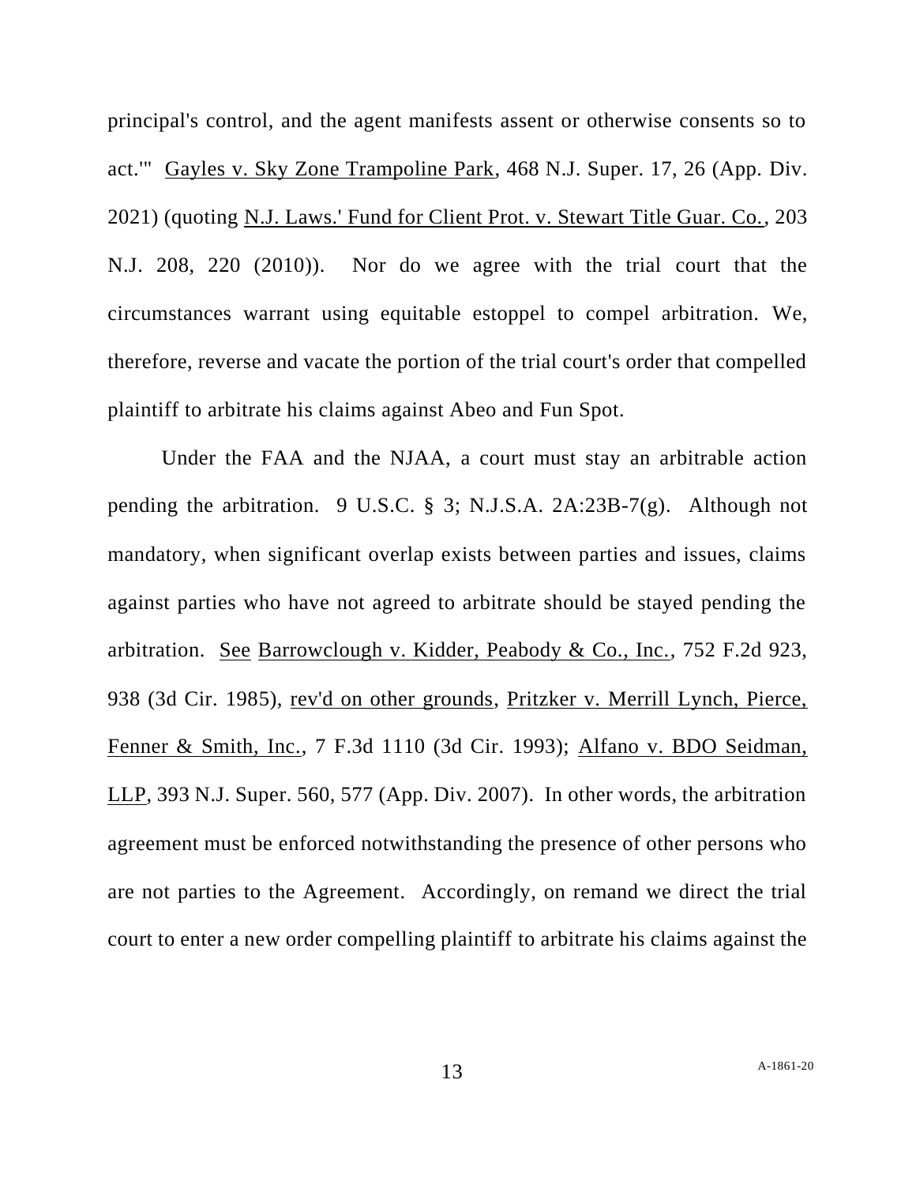principal's control, and the agent manifests assent or otherwise consents so to act.'" Gayles v. Sky Zone Trampoline Park, 468 N.J. Super. 17, 26 (App. Div. 2021) (quoting N.J. Laws.' Fund for Client Prot. v. Stewart Title Guar. Co., 203 N.J. 208, 220 (2010)). Nor do we agree with the trial court that the circumstances warrant using equitable estoppel to compel arbitration. We, therefore, reverse and vacate the portion of the trial court's order that compelled plaintiff to arbitrate his claims against Abeo and Fun Spot.

Under the FAA and the NJAA, a court must stay an arbitrable action pending the arbitration. 9 U.S.C. § 3; N.J.S.A. 2A:23B-7(g). Although not mandatory, when significant overlap exists between parties and issues, claims against parties who have not agreed to arbitrate should be stayed pending the arbitration. See Barrowclough v. Kidder, Peabody & Co., Inc., 752 F.2d 923, 938 (3d Cir. 1985), rev'd on other grounds, Pritzker v. Merrill Lynch, Pierce, Fenner & Smith, Inc., 7 F.3d 1110 (3d Cir. 1993); Alfano v. BDO Seidman, LLP, 393 N.J. Super. 560, 577 (App. Div. 2007). In other words, the arbitration agreement must be enforced notwithstanding the presence of other persons who are not parties to the Agreement. Accordingly, on remand we direct the trial court to enter a new order compelling plaintiff to arbitrate his claims against the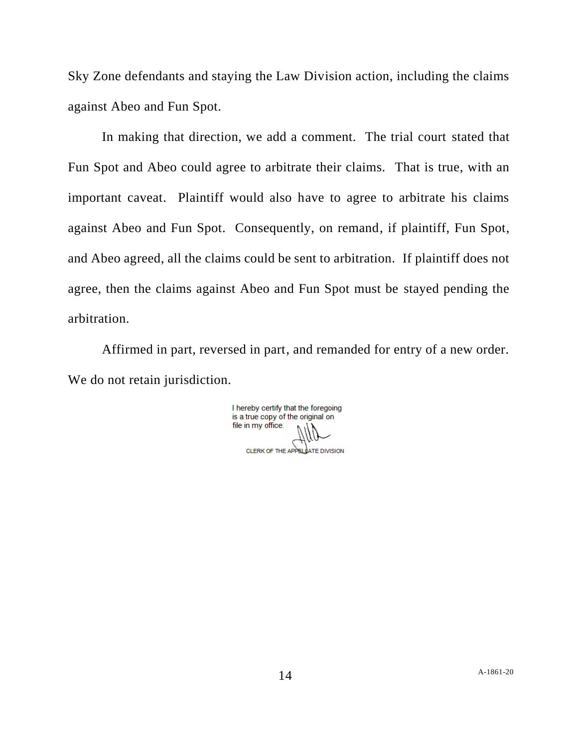Sky Zone defendants and staying the Law Division action, including the claims against Abeo and Fun Spot.

In making that direction, we add a comment. The trial court stated that Fun Spot and Abeo could agree to arbitrate their claims. That is true, with an important caveat. Plaintiff would also have to agree to arbitrate his claims against Abeo and Fun Spot. Consequently, on remand, if plaintiff, Fun Spot, and Abeo agreed, all the claims could be sent to arbitration. If plaintiff does not agree, then the claims against Abeo and Fun Spot must be stayed pending the arbitration.

Affirmed in part, reversed in part, and remanded for entry of a new order. We do not retain jurisdiction.

I hereby certify that the foregoing is a true copy of the original on file in my office.

CLERK OF THE APPELLATE DIVISION